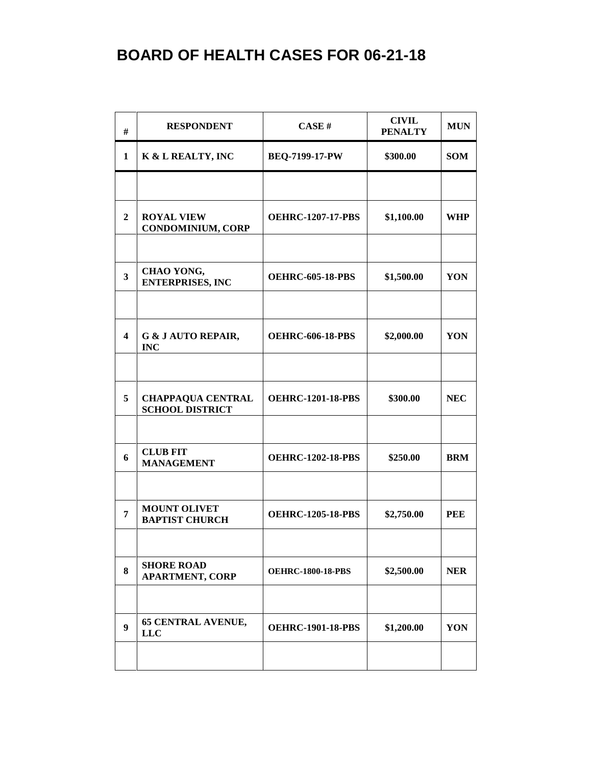# BOARD OF HEALTH CASES FOR 06-21-18

| # | RESPONDENT | CASE # | CIVIL PENALTY | MUN |
|---|---|---|---|---|
| 1 | K & L REALTY, INC | BEQ-7199-17-PW | \$300.00 | SOM |
| | | | | |
| 2 | ROYAL VIEW CONDOMINIUM, CORP | OEHRC-1207-17-PBS | \$1,100.00 | WHP |
| | | | | |
| 3 | CHAO YONG, ENTERPRISES, INC | OEHRC-605-18-PBS | \$1,500.00 | YON |
| | | | | |
| 4 | G & J AUTO REPAIR, INC | OEHRC-606-18-PBS | \$2,000.00 | YON |
| | | | | |
| 5 | CHAPPAQUA CENTRAL SCHOOL DISTRICT | OEHRC-1201-18-PBS | \$300.00 | NEC |
| | | | | |
| 6 | CLUB FIT MANAGEMENT | OEHRC-1202-18-PBS | \$250.00 | BRM |
| | | | | |
| 7 | MOUNT OLIVET BAPTIST CHURCH | OEHRC-1205-18-PBS | \$2,750.00 | PEE |
| | | | | |
| 8 | SHORE ROAD APARTMENT, CORP | OEHRC-1800-18-PBS | \$2,500.00 | NER |
| | | | | |
| 9 | 65 CENTRAL AVENUE, LLC | OEHRC-1901-18-PBS | \$1,200.00 | YON |
| | | | | |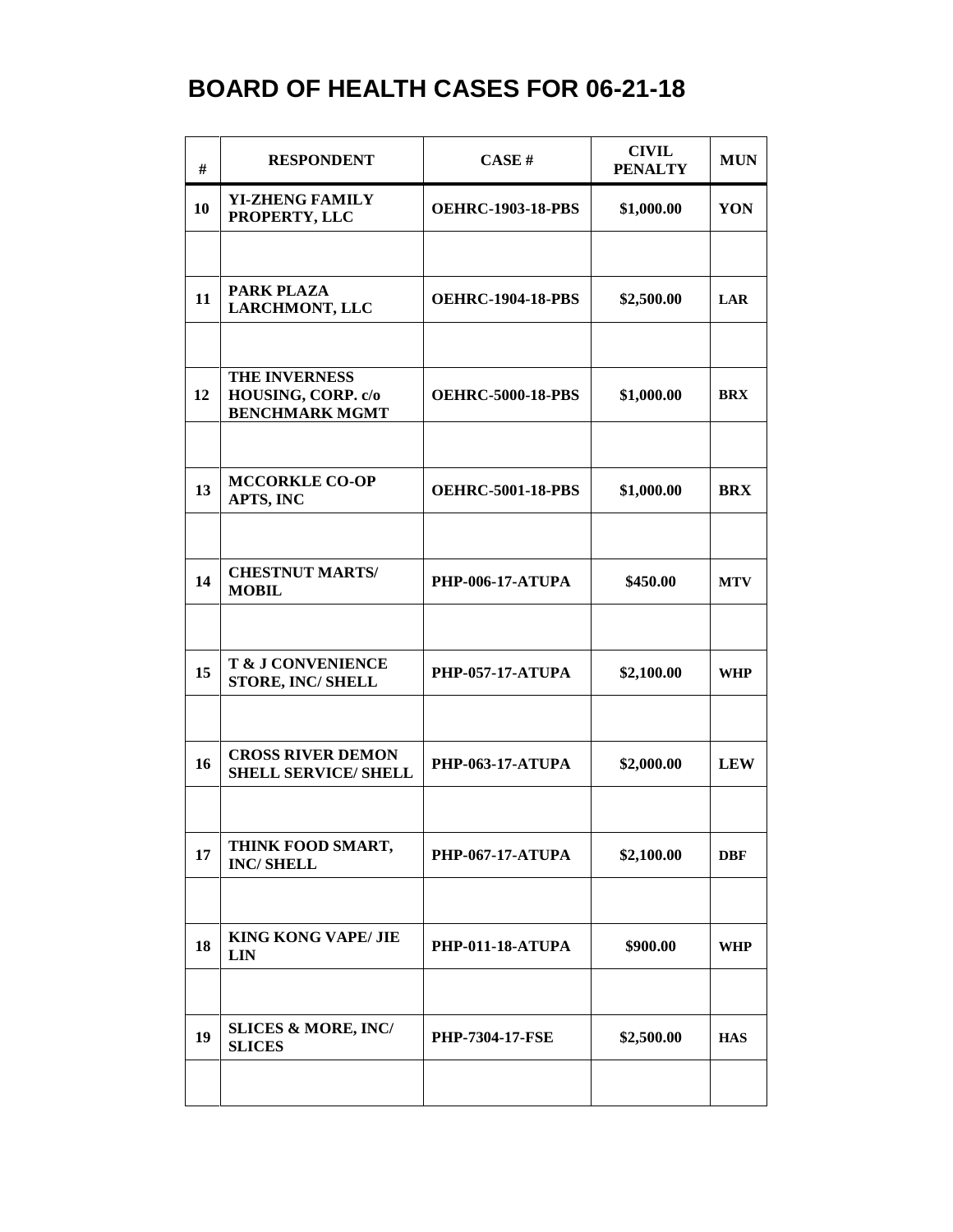# BOARD OF HEALTH CASES FOR 06-21-18

| # | RESPONDENT | CASE # | CIVIL PENALTY | MUN |
|---|---|---|---|---|
| 10 | YI-ZHENG FAMILY PROPERTY, LLC | OEHRC-1903-18-PBS | $1,000.00 | YON |
| | | | | |
| 11 | PARK PLAZA LARCHMONT, LLC | OEHRC-1904-18-PBS | $2,500.00 | LAR |
| | | | | |
| 12 | THE INVERNESS HOUSING, CORP. c/o BENCHMARK MGMT | OEHRC-5000-18-PBS | $1,000.00 | BRX |
| | | | | |
| 13 | MCCORKLE CO-OP APTS, INC | OEHRC-5001-18-PBS | $1,000.00 | BRX |
| | | | | |
| 14 | CHESTNUT MARTS/ MOBIL | PHP-006-17-ATUPA | $450.00 | MTV |
| | | | | |
| 15 | T & J CONVENIENCE STORE, INC/ SHELL | PHP-057-17-ATUPA | $2,100.00 | WHP |
| | | | | |
| 16 | CROSS RIVER DEMON SHELL SERVICE/ SHELL | PHP-063-17-ATUPA | $2,000.00 | LEW |
| | | | | |
| 17 | THINK FOOD SMART, INC/ SHELL | PHP-067-17-ATUPA | $2,100.00 | DBF |
| | | | | |
| 18 | KING KONG VAPE/ JIE LIN | PHP-011-18-ATUPA | $900.00 | WHP |
| | | | | |
| 19 | SLICES & MORE, INC/ SLICES | PHP-7304-17-FSE | $2,500.00 | HAS |
| | | | | |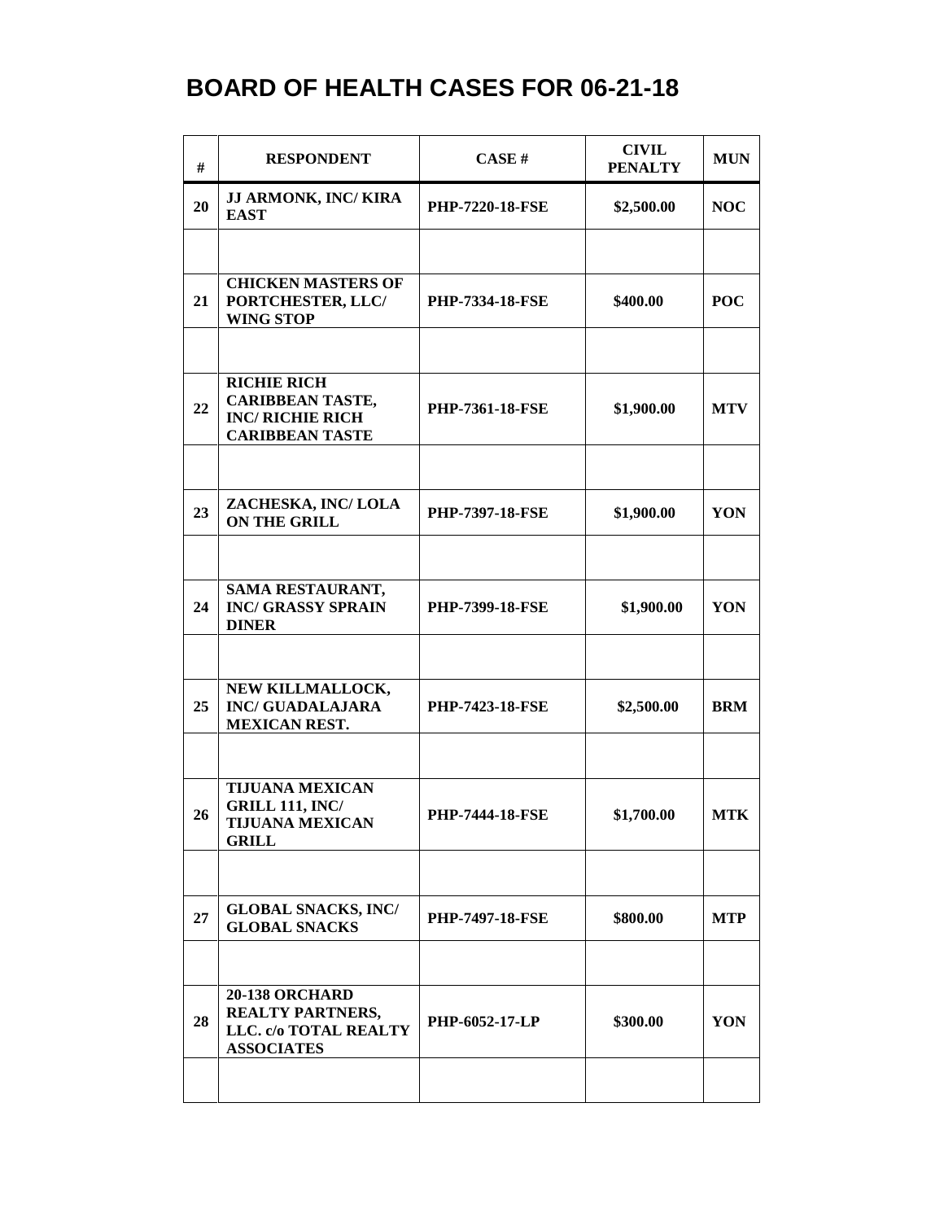# BOARD OF HEALTH CASES FOR 06-21-18

| # | RESPONDENT | CASE # | CIVIL PENALTY | MUN |
|---|---|---|---|---|
| 20 | JJ ARMONK, INC/ KIRA EAST | PHP-7220-18-FSE | \$2,500.00 | NOC |
| | | | | |
| 21 | CHICKEN MASTERS OF PORTCHESTER, LLC/ WING STOP | PHP-7334-18-FSE | \$400.00 | POC |
| | | | | |
| 22 | RICHIE RICH CARIBBEAN TASTE, INC/ RICHIE RICH CARIBBEAN TASTE | PHP-7361-18-FSE | \$1,900.00 | MTV |
| | | | | |
| 23 | ZACHESKA, INC/ LOLA ON THE GRILL | PHP-7397-18-FSE | \$1,900.00 | YON |
| | | | | |
| 24 | SAMA RESTAURANT, INC/ GRASSY SPRAIN DINER | PHP-7399-18-FSE | \$1,900.00 | YON |
| | | | | |
| 25 | NEW KILLMALLOCK, INC/ GUADALAJARA MEXICAN REST. | PHP-7423-18-FSE | \$2,500.00 | BRM |
| | | | | |
| 26 | TIJUANA MEXICAN GRILL 111, INC/ TIJUANA MEXICAN GRILL | PHP-7444-18-FSE | \$1,700.00 | MTK |
| | | | | |
| 27 | GLOBAL SNACKS, INC/ GLOBAL SNACKS | PHP-7497-18-FSE | \$800.00 | MTP |
| | | | | |
| 28 | 20-138 ORCHARD REALTY PARTNERS, LLC. c/o TOTAL REALTY ASSOCIATES | PHP-6052-17-LP | \$300.00 | YON |
| | | | | |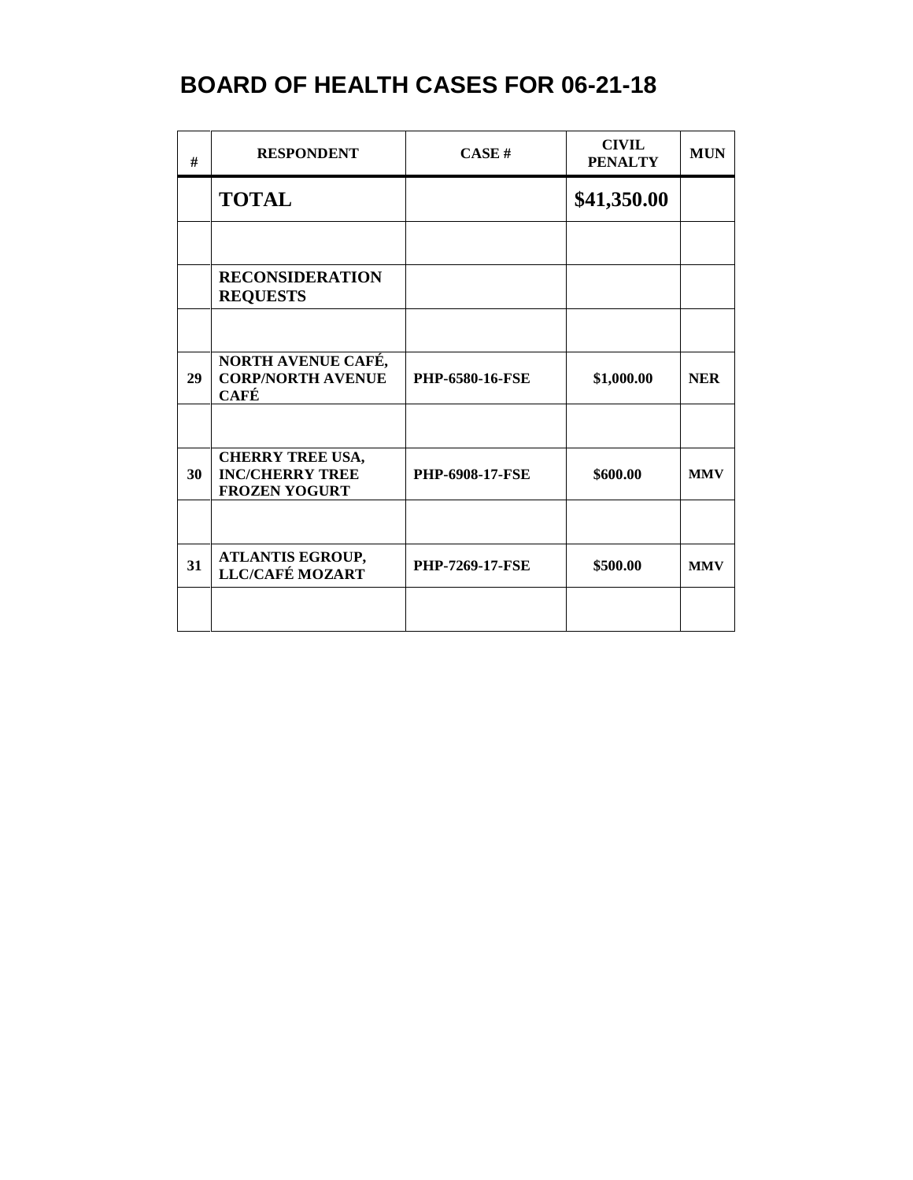# BOARD OF HEALTH CASES FOR 06-21-18

| # | RESPONDENT | CASE # | CIVIL PENALTY | MUN |
|---|---|---|---|---|
| | **TOTAL** | | **$41,350.00** | |
| | | | | |
| | **RECONSIDERATION REQUESTS** | | | |
| | | | | |
| 29 | NORTH AVENUE CAFÉ, CORP/NORTH AVENUE CAFÉ | PHP-6580-16-FSE | $1,000.00 | NER |
| | | | | |
| 30 | CHERRY TREE USA, INC/CHERRY TREE FROZEN YOGURT | PHP-6908-17-FSE | $600.00 | MMV |
| | | | | |
| 31 | ATLANTIS EGROUP, LLC/CAFÉ MOZART | PHP-7269-17-FSE | $500.00 | MMV |
| | | | | |